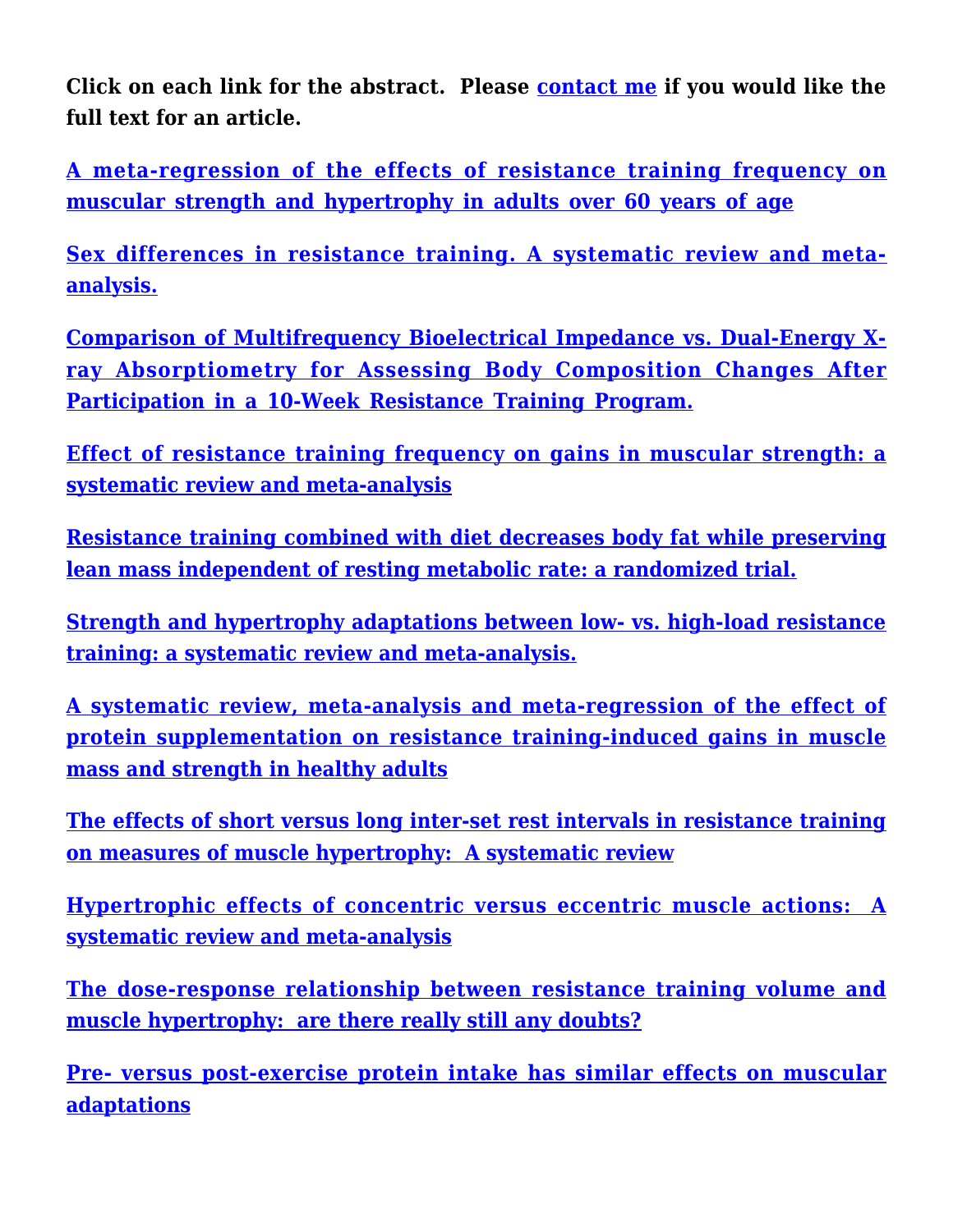**Click on each link for the abstract. Please contact me if you would like the full text for an article.**

**A meta-regression of the effects of resistance training frequency on muscular strength and hypertrophy in adults over 60 years of age**

**Sex differences in resistance training. A systematic review and meta-analysis.**

**Comparison of Multifrequency Bioelectrical Impedance vs. Dual-Energy X-ray Absorptiometry for Assessing Body Composition Changes After Participation in a 10-Week Resistance Training Program.**

**Effect of resistance training frequency on gains in muscular strength: a systematic review and meta-analysis**

**Resistance training combined with diet decreases body fat while preserving lean mass independent of resting metabolic rate: a randomized trial.**

**Strength and hypertrophy adaptations between low- vs. high-load resistance training: a systematic review and meta-analysis.**

**A systematic review, meta-analysis and meta-regression of the effect of protein supplementation on resistance training-induced gains in muscle mass and strength in healthy adults**

**The effects of short versus long inter-set rest intervals in resistance training on measures of muscle hypertrophy: A systematic review**

**Hypertrophic effects of concentric versus eccentric muscle actions: A systematic review and meta-analysis**

**The dose-response relationship between resistance training volume and muscle hypertrophy: are there really still any doubts?**

**Pre- versus post-exercise protein intake has similar effects on muscular adaptations**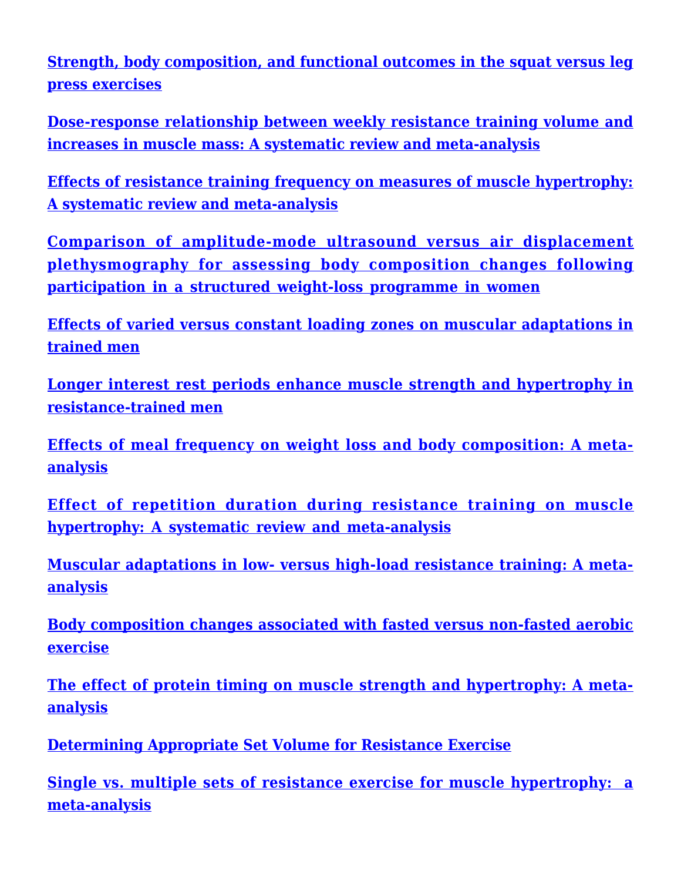**Strength, body composition, and functional outcomes in the squat versus leg press exercises**

**Dose-response relationship between weekly resistance training volume and increases in muscle mass: A systematic review and meta-analysis**

**Effects of resistance training frequency on measures of muscle hypertrophy: A systematic review and meta-analysis**

**Comparison of amplitude-mode ultrasound versus air displacement plethysmography for assessing body composition changes following participation in a structured weight-loss programme in women**

**Effects of varied versus constant loading zones on muscular adaptations in trained men**

**Longer interest rest periods enhance muscle strength and hypertrophy in resistance-trained men**

**Effects of meal frequency on weight loss and body composition: A meta-analysis**

**Effect of repetition duration during resistance training on muscle hypertrophy: A systematic review and meta-analysis**

**Muscular adaptations in low- versus high-load resistance training: A meta-analysis**

**Body composition changes associated with fasted versus non-fasted aerobic exercise**

**The effect of protein timing on muscle strength and hypertrophy: A meta-analysis**

**Determining Appropriate Set Volume for Resistance Exercise**

**Single vs. multiple sets of resistance exercise for muscle hypertrophy: a meta-analysis**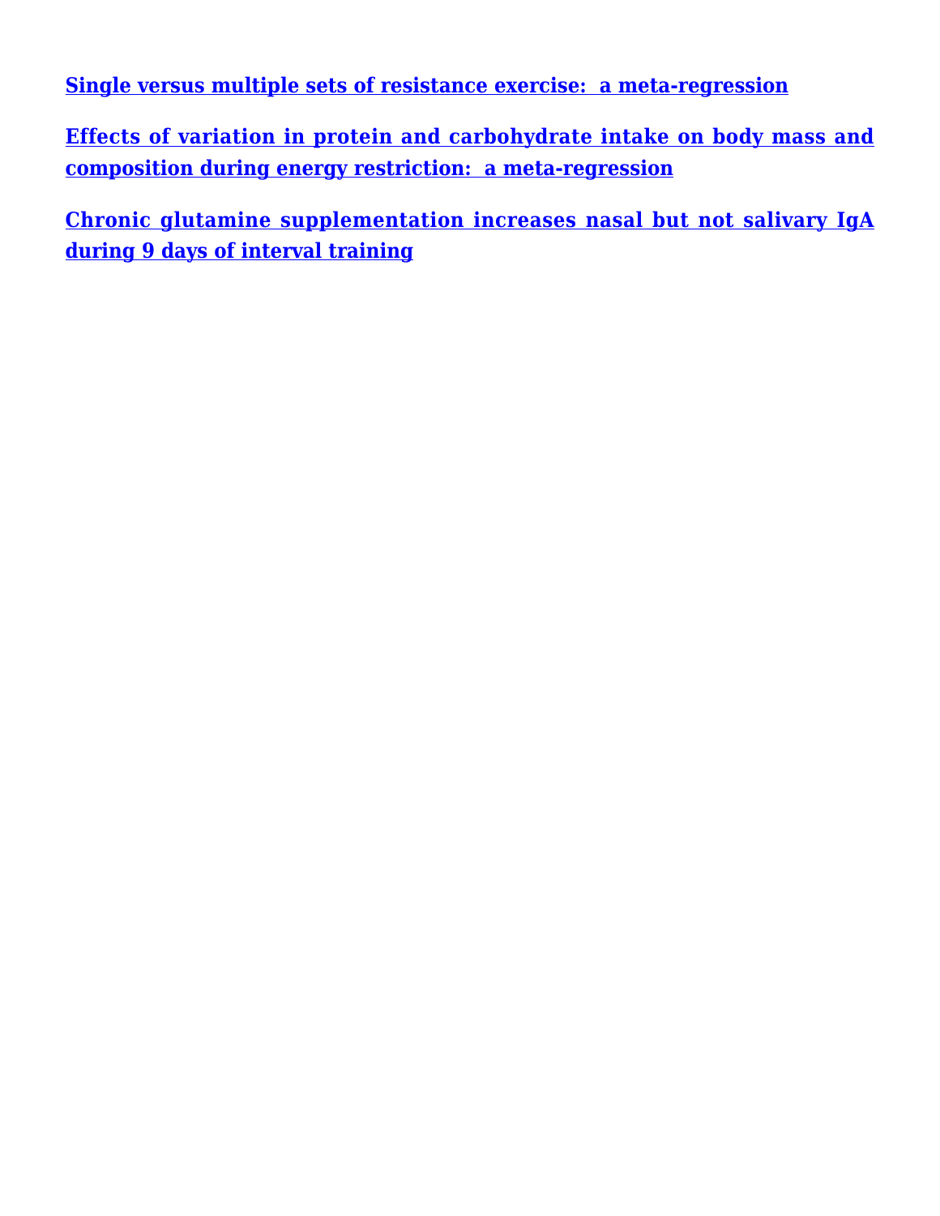**Single versus multiple sets of resistance exercise: a meta-regression**

**Effects of variation in protein and carbohydrate intake on body mass and composition during energy restriction: a meta-regression**

**Chronic glutamine supplementation increases nasal but not salivary IgA during 9 days of interval training**